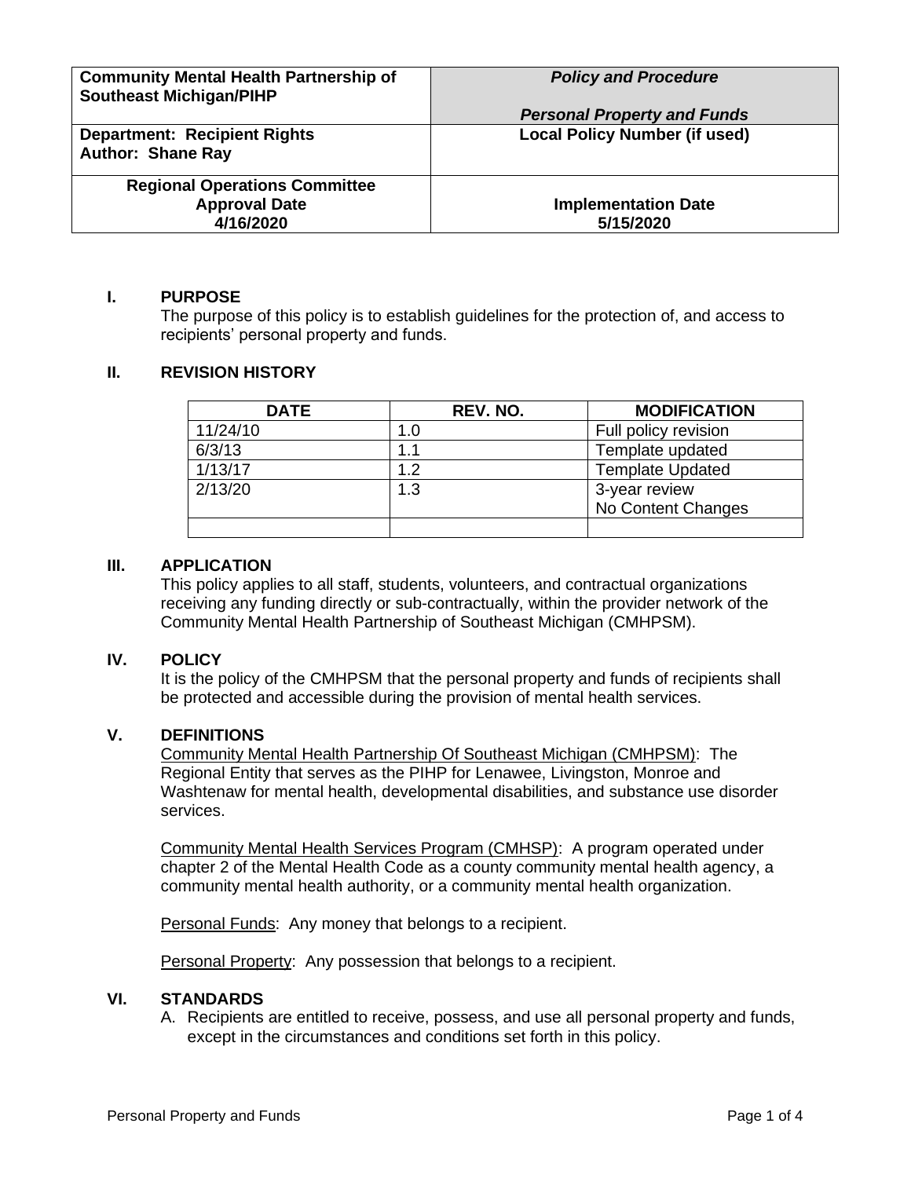| **Community Mental Health Partnership of Southeast Michigan/PIHP** | ***Policy and Procedure*** <br><br> ***Personal Property and Funds*** |
|---|---|
| **Department: Recipient Rights** <br> **Author: Shane Ray** | **Local Policy Number (if used)** |
| **Regional Operations Committee Approval Date 4/16/2020** | **Implementation Date 5/15/2020** |

## I. PURPOSE

The purpose of this policy is to establish guidelines for the protection of, and access to recipients' personal property and funds.

## II. REVISION HISTORY

| DATE | REV. NO. | MODIFICATION |
|---|---|---|
| 11/24/10 | 1.0 | Full policy revision |
| 6/3/13 | 1.1 | Template updated |
| 1/13/17 | 1.2 | Template Updated |
| 2/13/20 | 1.3 | 3-year review<br>No Content Changes |
| | | |

## III. APPLICATION

This policy applies to all staff, students, volunteers, and contractual organizations receiving any funding directly or sub-contractually, within the provider network of the Community Mental Health Partnership of Southeast Michigan (CMHPSM).

## IV. POLICY

It is the policy of the CMHPSM that the personal property and funds of recipients shall be protected and accessible during the provision of mental health services.

## V. DEFINITIONS

Community Mental Health Partnership Of Southeast Michigan (CMHPSM): The Regional Entity that serves as the PIHP for Lenawee, Livingston, Monroe and Washtenaw for mental health, developmental disabilities, and substance use disorder services.

Community Mental Health Services Program (CMHSP): A program operated under chapter 2 of the Mental Health Code as a county community mental health agency, a community mental health authority, or a community mental health organization.

Personal Funds: Any money that belongs to a recipient.

Personal Property: Any possession that belongs to a recipient.

## VI. STANDARDS

A. Recipients are entitled to receive, possess, and use all personal property and funds, except in the circumstances and conditions set forth in this policy.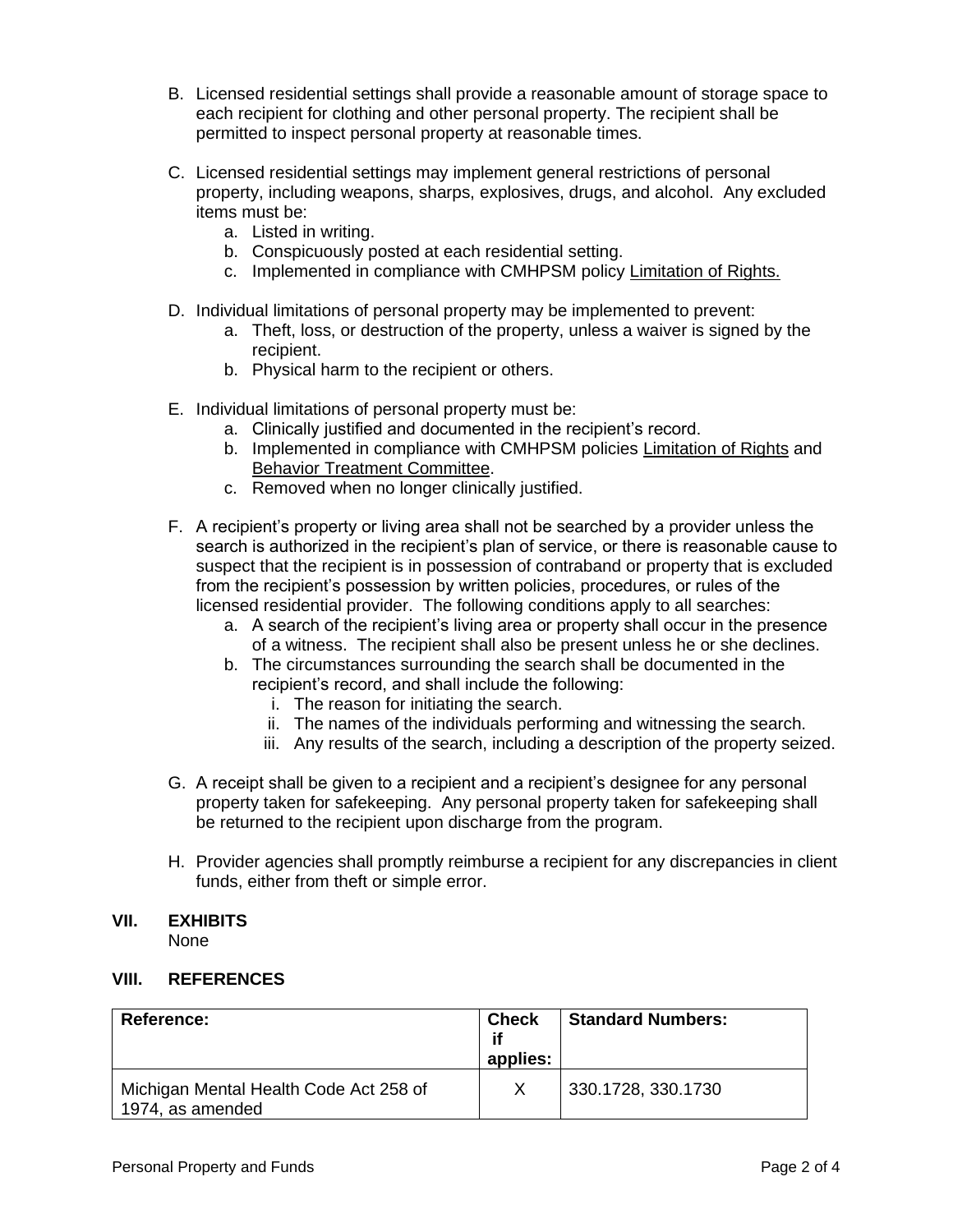B. Licensed residential settings shall provide a reasonable amount of storage space to each recipient for clothing and other personal property. The recipient shall be permitted to inspect personal property at reasonable times.

C. Licensed residential settings may implement general restrictions of personal property, including weapons, sharps, explosives, drugs, and alcohol. Any excluded items must be:
   a. Listed in writing.
   b. Conspicuously posted at each residential setting.
   c. Implemented in compliance with CMHPSM policy Limitation of Rights.

D. Individual limitations of personal property may be implemented to prevent:
   a. Theft, loss, or destruction of the property, unless a waiver is signed by the recipient.
   b. Physical harm to the recipient or others.

E. Individual limitations of personal property must be:
   a. Clinically justified and documented in the recipient's record.
   b. Implemented in compliance with CMHPSM policies Limitation of Rights and Behavior Treatment Committee.
   c. Removed when no longer clinically justified.

F. A recipient's property or living area shall not be searched by a provider unless the search is authorized in the recipient's plan of service, or there is reasonable cause to suspect that the recipient is in possession of contraband or property that is excluded from the recipient's possession by written policies, procedures, or rules of the licensed residential provider. The following conditions apply to all searches:
   a. A search of the recipient's living area or property shall occur in the presence of a witness. The recipient shall also be present unless he or she declines.
   b. The circumstances surrounding the search shall be documented in the recipient's record, and shall include the following:
      i. The reason for initiating the search.
      ii. The names of the individuals performing and witnessing the search.
      iii. Any results of the search, including a description of the property seized.

G. A receipt shall be given to a recipient and a recipient's designee for any personal property taken for safekeeping. Any personal property taken for safekeeping shall be returned to the recipient upon discharge from the program.

H. Provider agencies shall promptly reimburse a recipient for any discrepancies in client funds, either from theft or simple error.

## VII. EXHIBITS

None

## VIII. REFERENCES

| Reference: | Check if applies: | Standard Numbers: |
|---|---|---|
| Michigan Mental Health Code Act 258 of 1974, as amended | X | 330.1728, 330.1730 |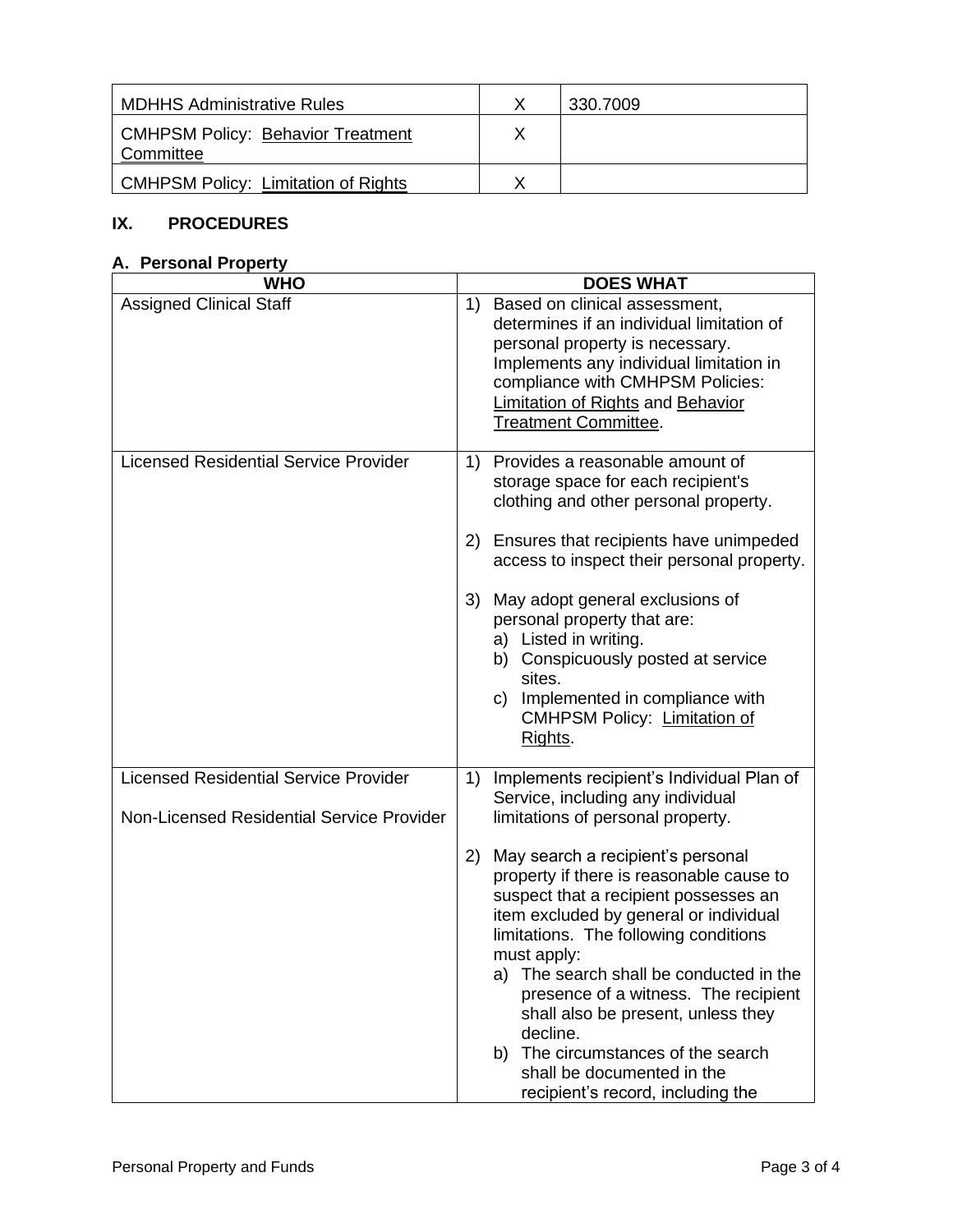| MDHHS Administrative Rules | X | 330.7009 |
|---|---|---|
| CMHPSM Policy: Behavior Treatment Committee | X | |
| CMHPSM Policy: Limitation of Rights | X | |

## IX. PROCEDURES

### A. Personal Property

| WHO | DOES WHAT |
|---|---|
| Assigned Clinical Staff | 1) Based on clinical assessment, determines if an individual limitation of personal property is necessary. Implements any individual limitation in compliance with CMHPSM Policies: Limitation of Rights and Behavior Treatment Committee. |
| Licensed Residential Service Provider | 1) Provides a reasonable amount of storage space for each recipient's clothing and other personal property.<br><br>2) Ensures that recipients have unimpeded access to inspect their personal property.<br><br>3) May adopt general exclusions of personal property that are:<br>a) Listed in writing.<br>b) Conspicuously posted at service sites.<br>c) Implemented in compliance with CMHPSM Policy: Limitation of Rights. |
| Licensed Residential Service Provider<br><br>Non-Licensed Residential Service Provider | 1) Implements recipient's Individual Plan of Service, including any individual limitations of personal property.<br><br>2) May search a recipient's personal property if there is reasonable cause to suspect that a recipient possesses an item excluded by general or individual limitations. The following conditions must apply:<br>a) The search shall be conducted in the presence of a witness. The recipient shall also be present, unless they decline.<br>b) The circumstances of the search shall be documented in the recipient's record, including the |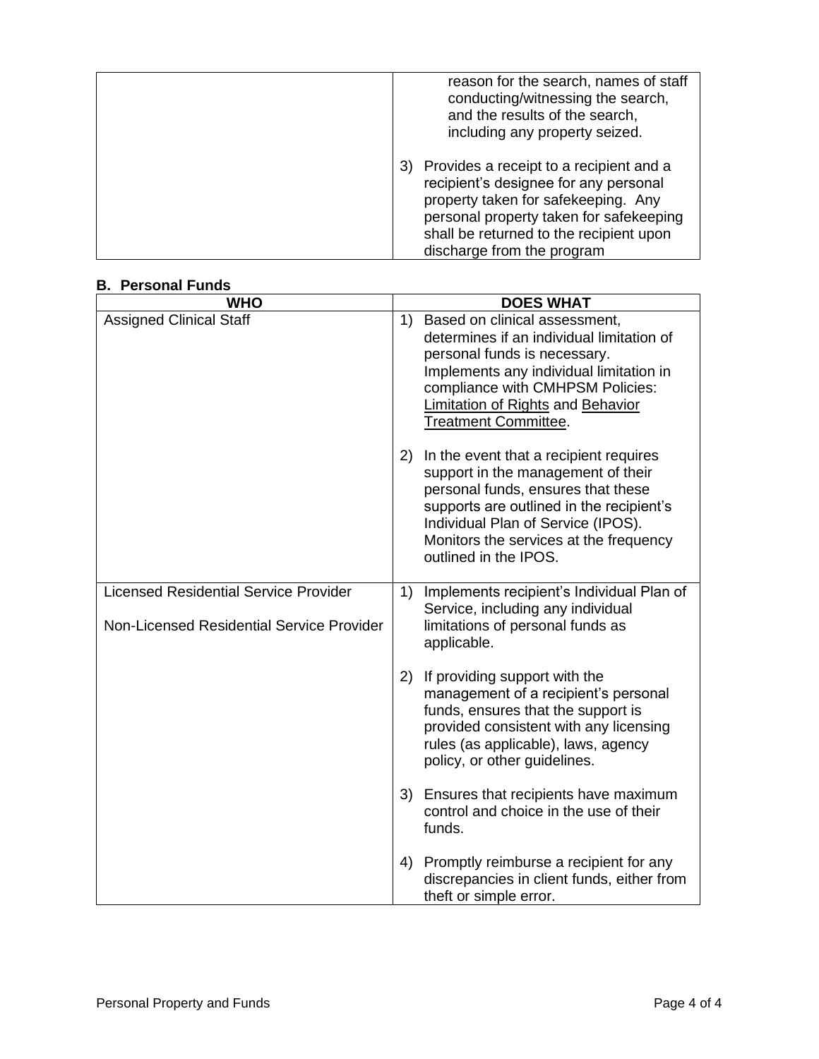| | |
|---|---|
| | reason for the search, names of staff conducting/witnessing the search, and the results of the search, including any property seized.<br><br>3) Provides a receipt to a recipient and a recipient's designee for any personal property taken for safekeeping. Any personal property taken for safekeeping shall be returned to the recipient upon discharge from the program |

**B. Personal Funds**

| WHO | DOES WHAT |
|---|---|
| Assigned Clinical Staff | 1) Based on clinical assessment, determines if an individual limitation of personal funds is necessary. Implements any individual limitation in compliance with CMHPSM Policies: Limitation of Rights and Behavior Treatment Committee.<br><br>2) In the event that a recipient requires support in the management of their personal funds, ensures that these supports are outlined in the recipient's Individual Plan of Service (IPOS). Monitors the services at the frequency outlined in the IPOS. |
| Licensed Residential Service Provider<br><br>Non-Licensed Residential Service Provider | 1) Implements recipient's Individual Plan of Service, including any individual limitations of personal funds as applicable.<br><br>2) If providing support with the management of a recipient's personal funds, ensures that the support is provided consistent with any licensing rules (as applicable), laws, agency policy, or other guidelines.<br><br>3) Ensures that recipients have maximum control and choice in the use of their funds.<br><br>4) Promptly reimburse a recipient for any discrepancies in client funds, either from theft or simple error. |